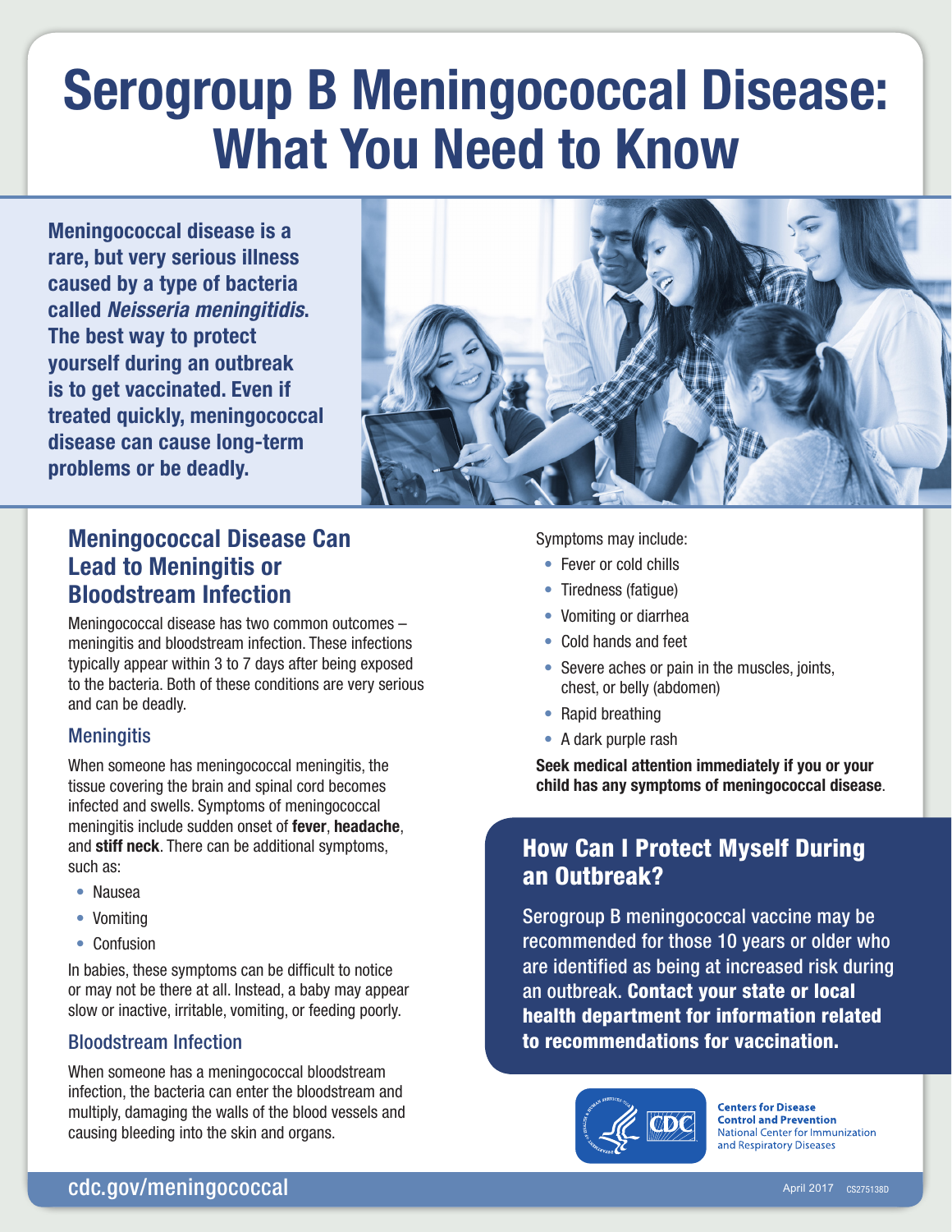# Serogroup B Meningococcal Disease: What You Need to Know

**Meningococcal disease is a rare, but very serious illness caused by a type of bacteria called *Neisseria meningitidis*. The best way to protect yourself during an outbreak is to get vaccinated. Even if treated quickly, meningococcal disease can cause long-term problems or be deadly.**

## Meningococcal Disease Can Lead to Meningitis or Bloodstream Infection

Meningococcal disease has two common outcomes – meningitis and bloodstream infection. These infections typically appear within 3 to 7 days after being exposed to the bacteria. Both of these conditions are very serious and can be deadly.

### Meningitis

When someone has meningococcal meningitis, the tissue covering the brain and spinal cord becomes infected and swells. Symptoms of meningococcal meningitis include sudden onset of **fever**, **headache**, and **stiff neck**. There can be additional symptoms, such as:

- Nausea
- Vomiting
- Confusion

In babies, these symptoms can be difficult to notice or may not be there at all. Instead, a baby may appear slow or inactive, irritable, vomiting, or feeding poorly.

### Bloodstream Infection

When someone has a meningococcal bloodstream infection, the bacteria can enter the bloodstream and multiply, damaging the walls of the blood vessels and causing bleeding into the skin and organs.

Symptoms may include:

- Fever or cold chills
- Tiredness (fatigue)
- Vomiting or diarrhea
- Cold hands and feet
- Severe aches or pain in the muscles, joints, chest, or belly (abdomen)
- Rapid breathing
- A dark purple rash

**Seek medical attention immediately if you or your child has any symptoms of meningococcal disease**.

## How Can I Protect Myself During an Outbreak?

Serogroup B meningococcal vaccine may be recommended for those 10 years or older who are identified as being at increased risk during an outbreak. **Contact your state or local health department for information related to recommendations for vaccination.**

Centers for Disease Control and Prevention
National Center for Immunization and Respiratory Diseases

cdc.gov/meningococcal

April 2017 CS275138D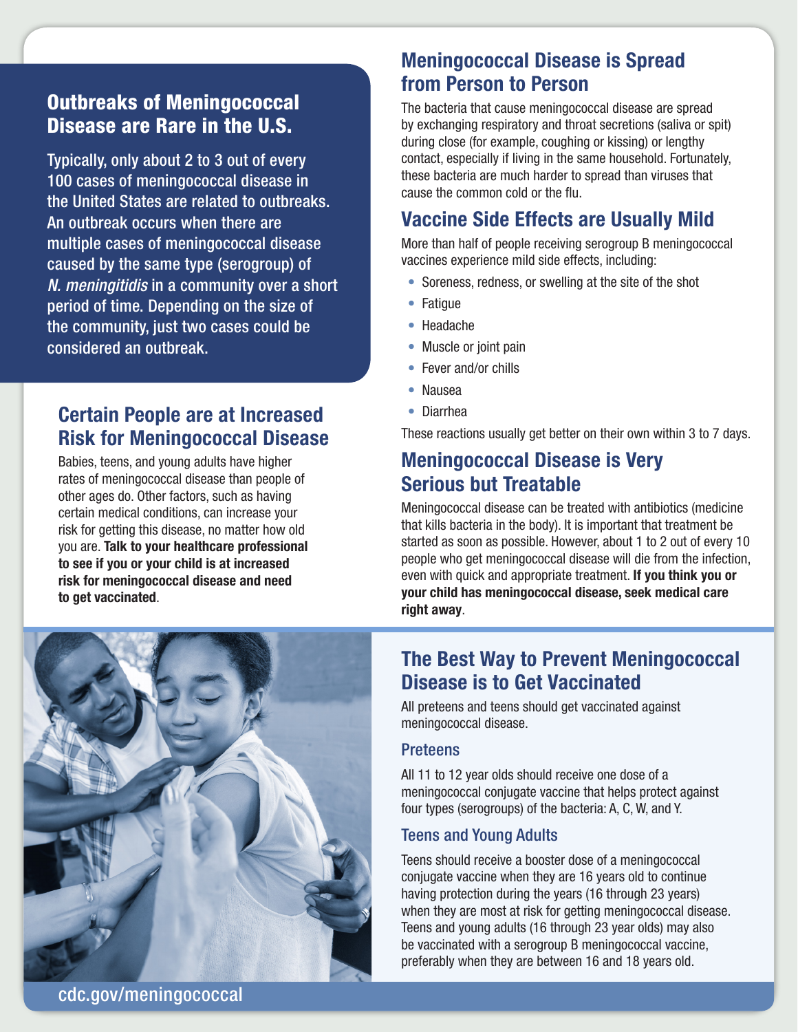## Outbreaks of Meningococcal Disease are Rare in the U.S.

Typically, only about 2 to 3 out of every 100 cases of meningococcal disease in the United States are related to outbreaks. An outbreak occurs when there are multiple cases of meningococcal disease caused by the same type (serogroup) of *N. meningitidis* in a community over a short period of time. Depending on the size of the community, just two cases could be considered an outbreak.

## Certain People are at Increased Risk for Meningococcal Disease

Babies, teens, and young adults have higher rates of meningococcal disease than people of other ages do. Other factors, such as having certain medical conditions, can increase your risk for getting this disease, no matter how old you are. **Talk to your healthcare professional to see if you or your child is at increased risk for meningococcal disease and need to get vaccinated**.

## Meningococcal Disease is Spread from Person to Person

The bacteria that cause meningococcal disease are spread by exchanging respiratory and throat secretions (saliva or spit) during close (for example, coughing or kissing) or lengthy contact, especially if living in the same household. Fortunately, these bacteria are much harder to spread than viruses that cause the common cold or the flu.

## Vaccine Side Effects are Usually Mild

More than half of people receiving serogroup B meningococcal vaccines experience mild side effects, including:

- Soreness, redness, or swelling at the site of the shot
- Fatigue
- Headache
- Muscle or joint pain
- Fever and/or chills
- Nausea
- Diarrhea

These reactions usually get better on their own within 3 to 7 days.

## Meningococcal Disease is Very Serious but Treatable

Meningococcal disease can be treated with antibiotics (medicine that kills bacteria in the body). It is important that treatment be started as soon as possible. However, about 1 to 2 out of every 10 people who get meningococcal disease will die from the infection, even with quick and appropriate treatment. **If you think you or your child has meningococcal disease, seek medical care right away**.

## The Best Way to Prevent Meningococcal Disease is to Get Vaccinated

All preteens and teens should get vaccinated against meningococcal disease.

### Preteens

All 11 to 12 year olds should receive one dose of a meningococcal conjugate vaccine that helps protect against four types (serogroups) of the bacteria: A, C, W, and Y.

### Teens and Young Adults

Teens should receive a booster dose of a meningococcal conjugate vaccine when they are 16 years old to continue having protection during the years (16 through 23 years) when they are most at risk for getting meningococcal disease. Teens and young adults (16 through 23 year olds) may also be vaccinated with a serogroup B meningococcal vaccine, preferably when they are between 16 and 18 years old.

cdc.gov/meningococcal